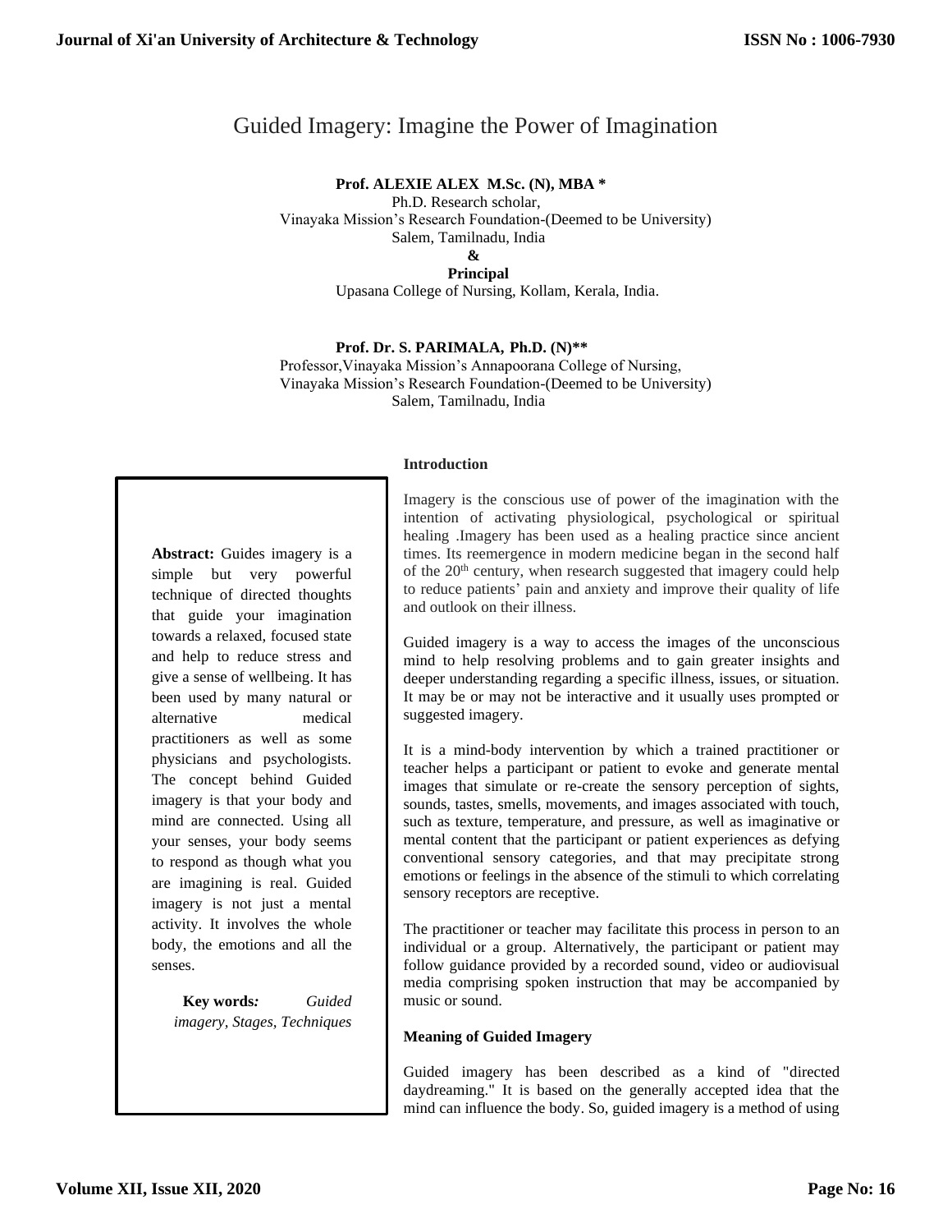# Guided Imagery: Imagine the Power of Imagination

**Prof. ALEXIE ALEX M.Sc. (N), MBA ***
Ph.D. Research scholar,
Vinayaka Mission's Research Foundation-(Deemed to be University)
Salem, Tamilnadu, India
**&**
**Principal**
Upasana College of Nursing, Kollam, Kerala, India.

**Prof. Dr. S. PARIMALA, Ph.D. (N)****
Professor,Vinayaka Mission's Annapoorana College of Nursing,
Vinayaka Mission's Research Foundation-(Deemed to be University)
Salem, Tamilnadu, India

**Abstract:** Guides imagery is a simple but very powerful technique of directed thoughts that guide your imagination towards a relaxed, focused state and help to reduce stress and give a sense of wellbeing. It has been used by many natural or alternative medical practitioners as well as some physicians and psychologists. The concept behind Guided imagery is that your body and mind are connected. Using all your senses, your body seems to respond as though what you are imagining is real. Guided imagery is not just a mental activity. It involves the whole body, the emotions and all the senses.

**Key words:** *Guided imagery, Stages, Techniques*

## Introduction

Imagery is the conscious use of power of the imagination with the intention of activating physiological, psychological or spiritual healing .Imagery has been used as a healing practice since ancient times. Its reemergence in modern medicine began in the second half of the 20th century, when research suggested that imagery could help to reduce patients' pain and anxiety and improve their quality of life and outlook on their illness.

Guided imagery is a way to access the images of the unconscious mind to help resolving problems and to gain greater insights and deeper understanding regarding a specific illness, issues, or situation. It may be or may not be interactive and it usually uses prompted or suggested imagery.

It is a mind-body intervention by which a trained practitioner or teacher helps a participant or patient to evoke and generate mental images that simulate or re-create the sensory perception of sights, sounds, tastes, smells, movements, and images associated with touch, such as texture, temperature, and pressure, as well as imaginative or mental content that the participant or patient experiences as defying conventional sensory categories, and that may precipitate strong emotions or feelings in the absence of the stimuli to which correlating sensory receptors are receptive.

The practitioner or teacher may facilitate this process in person to an individual or a group. Alternatively, the participant or patient may follow guidance provided by a recorded sound, video or audiovisual media comprising spoken instruction that may be accompanied by music or sound.

## Meaning of Guided Imagery

Guided imagery has been described as a kind of "directed daydreaming." It is based on the generally accepted idea that the mind can influence the body. So, guided imagery is a method of using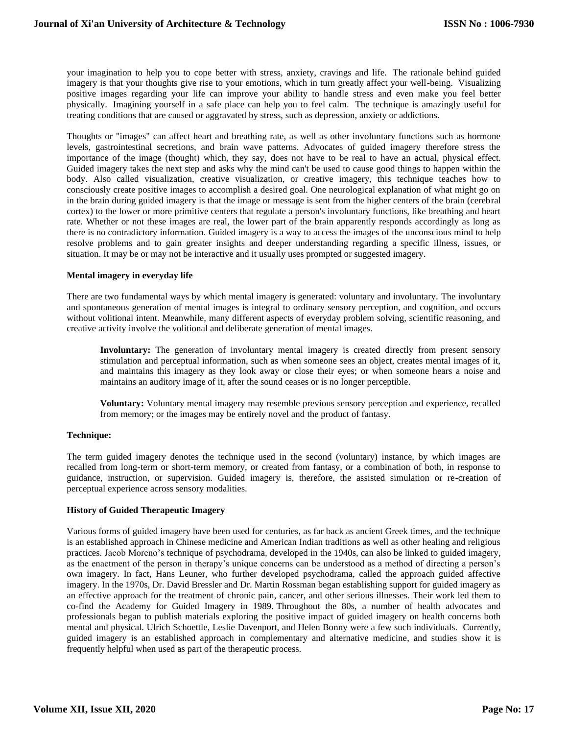your imagination to help you to cope better with stress, anxiety, cravings and life. The rationale behind guided imagery is that your thoughts give rise to your emotions, which in turn greatly affect your well-being. Visualizing positive images regarding your life can improve your ability to handle stress and even make you feel better physically. Imagining yourself in a safe place can help you to feel calm. The technique is amazingly useful for treating conditions that are caused or aggravated by stress, such as depression, anxiety or addictions.

Thoughts or "images" can affect heart and breathing rate, as well as other involuntary functions such as hormone levels, gastrointestinal secretions, and brain wave patterns. Advocates of guided imagery therefore stress the importance of the image (thought) which, they say, does not have to be real to have an actual, physical effect. Guided imagery takes the next step and asks why the mind can't be used to cause good things to happen within the body. Also called visualization, creative visualization, or creative imagery, this technique teaches how to consciously create positive images to accomplish a desired goal. One neurological explanation of what might go on in the brain during guided imagery is that the image or message is sent from the higher centers of the brain (cerebral cortex) to the lower or more primitive centers that regulate a person's involuntary functions, like breathing and heart rate. Whether or not these images are real, the lower part of the brain apparently responds accordingly as long as there is no contradictory information. Guided imagery is a way to access the images of the unconscious mind to help resolve problems and to gain greater insights and deeper understanding regarding a specific illness, issues, or situation. It may be or may not be interactive and it usually uses prompted or suggested imagery.

**Mental imagery in everyday life**

There are two fundamental ways by which mental imagery is generated: voluntary and involuntary. The involuntary and spontaneous generation of mental images is integral to ordinary sensory perception, and cognition, and occurs without volitional intent. Meanwhile, many different aspects of everyday problem solving, scientific reasoning, and creative activity involve the volitional and deliberate generation of mental images.

> **Involuntary:** The generation of involuntary mental imagery is created directly from present sensory stimulation and perceptual information, such as when someone sees an object, creates mental images of it, and maintains this imagery as they look away or close their eyes; or when someone hears a noise and maintains an auditory image of it, after the sound ceases or is no longer perceptible.
>
> **Voluntary:** Voluntary mental imagery may resemble previous sensory perception and experience, recalled from memory; or the images may be entirely novel and the product of fantasy.

**Technique:**

The term guided imagery denotes the technique used in the second (voluntary) instance, by which images are recalled from long-term or short-term memory, or created from fantasy, or a combination of both, in response to guidance, instruction, or supervision. Guided imagery is, therefore, the assisted simulation or re-creation of perceptual experience across sensory modalities.

**History of Guided Therapeutic Imagery**

Various forms of guided imagery have been used for centuries, as far back as ancient Greek times, and the technique is an established approach in Chinese medicine and American Indian traditions as well as other healing and religious practices. Jacob Moreno's technique of psychodrama, developed in the 1940s, can also be linked to guided imagery, as the enactment of the person in therapy's unique concerns can be understood as a method of directing a person's own imagery. In fact, Hans Leuner, who further developed psychodrama, called the approach guided affective imagery. In the 1970s, Dr. David Bressler and Dr. Martin Rossman began establishing support for guided imagery as an effective approach for the treatment of chronic pain, cancer, and other serious illnesses. Their work led them to co-find the Academy for Guided Imagery in 1989. Throughout the 80s, a number of health advocates and professionals began to publish materials exploring the positive impact of guided imagery on health concerns both mental and physical. Ulrich Schoettle, Leslie Davenport, and Helen Bonny were a few such individuals. Currently, guided imagery is an established approach in complementary and alternative medicine, and studies show it is frequently helpful when used as part of the therapeutic process.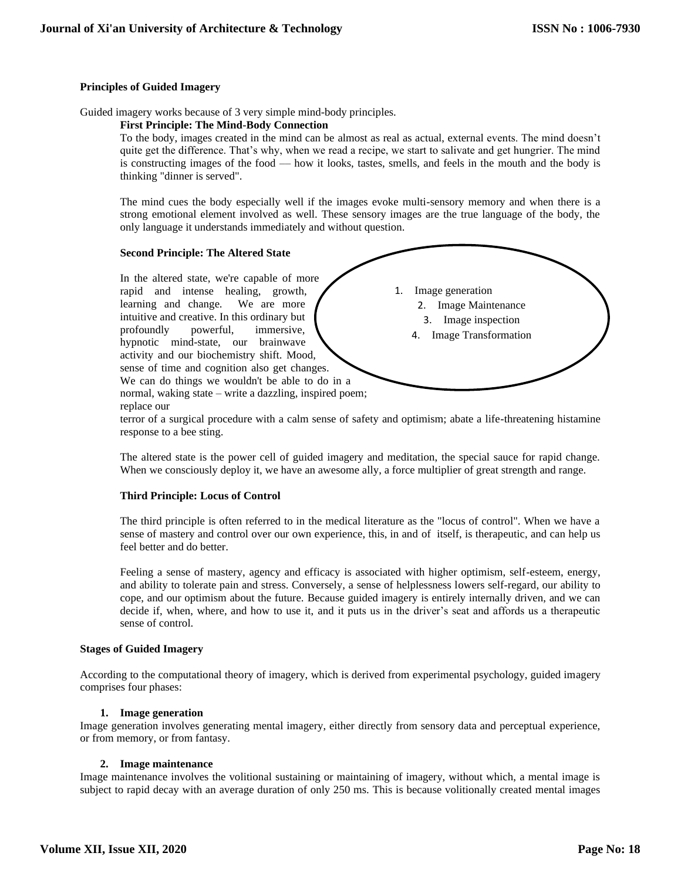### Principles of Guided Imagery

Guided imagery works because of 3 very simple mind-body principles.

#### First Principle: The Mind-Body Connection

To the body, images created in the mind can be almost as real as actual, external events. The mind doesn't quite get the difference. That's why, when we read a recipe, we start to salivate and get hungrier. The mind is constructing images of the food — how it looks, tastes, smells, and feels in the mouth and the body is thinking "dinner is served".

The mind cues the body especially well if the images evoke multi-sensory memory and when there is a strong emotional element involved as well. These sensory images are the true language of the body, the only language it understands immediately and without question.

#### Second Principle: The Altered State

In the altered state, we're capable of more rapid and intense healing, growth, learning and change. We are more intuitive and creative. In this ordinary but profoundly powerful, immersive, hypnotic mind-state, our brainwave activity and our biochemistry shift. Mood, sense of time and cognition also get changes. We can do things we wouldn't be able to do in a normal, waking state – write a dazzling, inspired poem; replace our terror of a surgical procedure with a calm sense of safety and optimism; abate a life-threatening histamine response to a bee sting.

1. Image generation
2. Image Maintenance
3. Image inspection
4. Image Transformation

The altered state is the power cell of guided imagery and meditation, the special sauce for rapid change. When we consciously deploy it, we have an awesome ally, a force multiplier of great strength and range.

#### Third Principle: Locus of Control

The third principle is often referred to in the medical literature as the "locus of control". When we have a sense of mastery and control over our own experience, this, in and of itself, is therapeutic, and can help us feel better and do better.

Feeling a sense of mastery, agency and efficacy is associated with higher optimism, self-esteem, energy, and ability to tolerate pain and stress. Conversely, a sense of helplessness lowers self-regard, our ability to cope, and our optimism about the future. Because guided imagery is entirely internally driven, and we can decide if, when, where, and how to use it, and it puts us in the driver's seat and affords us a therapeutic sense of control.

### Stages of Guided Imagery

According to the computational theory of imagery, which is derived from experimental psychology, guided imagery comprises four phases:

1. **Image generation**

Image generation involves generating mental imagery, either directly from sensory data and perceptual experience, or from memory, or from fantasy.

2. **Image maintenance**

Image maintenance involves the volitional sustaining or maintaining of imagery, without which, a mental image is subject to rapid decay with an average duration of only 250 ms. This is because volitionally created mental images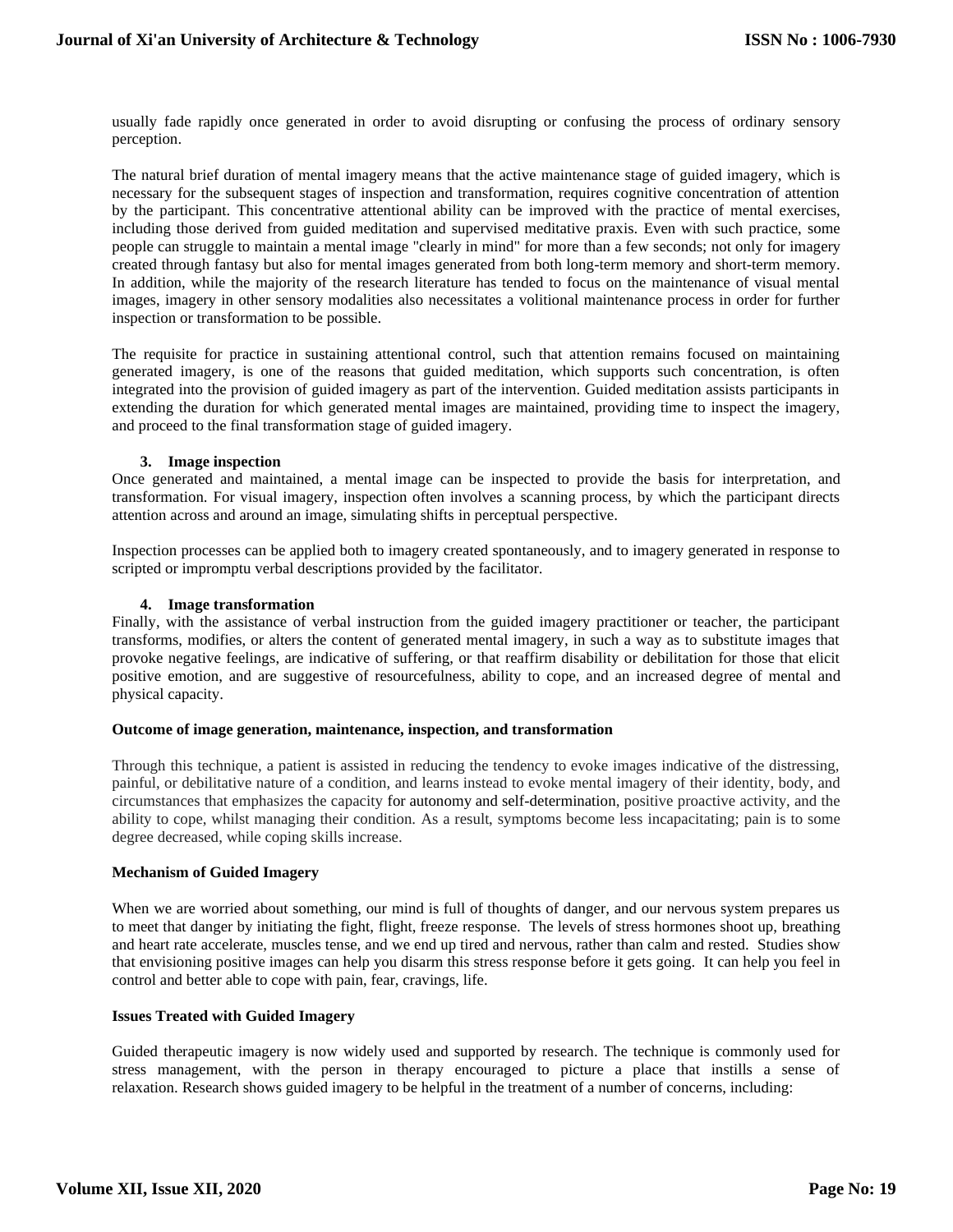usually fade rapidly once generated in order to avoid disrupting or confusing the process of ordinary sensory perception.

The natural brief duration of mental imagery means that the active maintenance stage of guided imagery, which is necessary for the subsequent stages of inspection and transformation, requires cognitive concentration of attention by the participant. This concentrative attentional ability can be improved with the practice of mental exercises, including those derived from guided meditation and supervised meditative praxis. Even with such practice, some people can struggle to maintain a mental image "clearly in mind" for more than a few seconds; not only for imagery created through fantasy but also for mental images generated from both long-term memory and short-term memory. In addition, while the majority of the research literature has tended to focus on the maintenance of visual mental images, imagery in other sensory modalities also necessitates a volitional maintenance process in order for further inspection or transformation to be possible.

The requisite for practice in sustaining attentional control, such that attention remains focused on maintaining generated imagery, is one of the reasons that guided meditation, which supports such concentration, is often integrated into the provision of guided imagery as part of the intervention. Guided meditation assists participants in extending the duration for which generated mental images are maintained, providing time to inspect the imagery, and proceed to the final transformation stage of guided imagery.

**3. Image inspection**

Once generated and maintained, a mental image can be inspected to provide the basis for interpretation, and transformation. For visual imagery, inspection often involves a scanning process, by which the participant directs attention across and around an image, simulating shifts in perceptual perspective.

Inspection processes can be applied both to imagery created spontaneously, and to imagery generated in response to scripted or impromptu verbal descriptions provided by the facilitator.

**4. Image transformation**

Finally, with the assistance of verbal instruction from the guided imagery practitioner or teacher, the participant transforms, modifies, or alters the content of generated mental imagery, in such a way as to substitute images that provoke negative feelings, are indicative of suffering, or that reaffirm disability or debilitation for those that elicit positive emotion, and are suggestive of resourcefulness, ability to cope, and an increased degree of mental and physical capacity.

**Outcome of image generation, maintenance, inspection, and transformation**

Through this technique, a patient is assisted in reducing the tendency to evoke images indicative of the distressing, painful, or debilitative nature of a condition, and learns instead to evoke mental imagery of their identity, body, and circumstances that emphasizes the capacity for autonomy and self-determination, positive proactive activity, and the ability to cope, whilst managing their condition. As a result, symptoms become less incapacitating; pain is to some degree decreased, while coping skills increase.

**Mechanism of Guided Imagery**

When we are worried about something, our mind is full of thoughts of danger, and our nervous system prepares us to meet that danger by initiating the fight, flight, freeze response. The levels of stress hormones shoot up, breathing and heart rate accelerate, muscles tense, and we end up tired and nervous, rather than calm and rested. Studies show that envisioning positive images can help you disarm this stress response before it gets going. It can help you feel in control and better able to cope with pain, fear, cravings, life.

**Issues Treated with Guided Imagery**

Guided therapeutic imagery is now widely used and supported by research. The technique is commonly used for stress management, with the person in therapy encouraged to picture a place that instills a sense of relaxation. Research shows guided imagery to be helpful in the treatment of a number of concerns, including: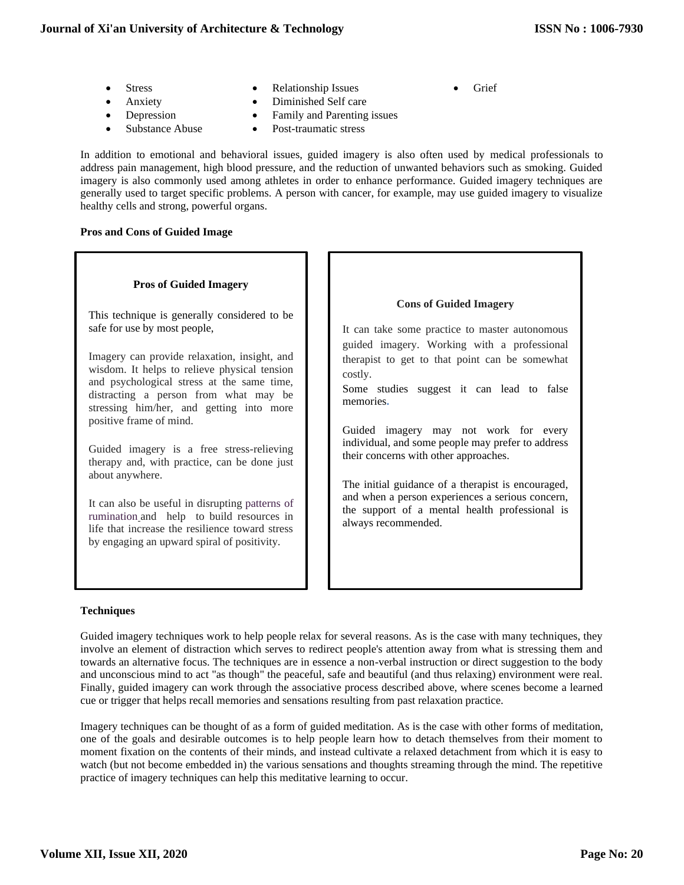- Stress
- Anxiety
- Depression
- Substance Abuse
- Relationship Issues
- Diminished Self care
- Family and Parenting issues
- Post-traumatic stress
- Grief

In addition to emotional and behavioral issues, guided imagery is also often used by medical professionals to address pain management, high blood pressure, and the reduction of unwanted behaviors such as smoking. Guided imagery is also commonly used among athletes in order to enhance performance. Guided imagery techniques are generally used to target specific problems. A person with cancer, for example, may use guided imagery to visualize healthy cells and strong, powerful organs.

**Pros and Cons of Guided Image**

**Pros of Guided Imagery**

This technique is generally considered to be safe for use by most people,

Imagery can provide relaxation, insight, and wisdom. It helps to relieve physical tension and psychological stress at the same time, distracting a person from what may be stressing him/her, and getting into more positive frame of mind.

Guided imagery is a free stress-relieving therapy and, with practice, can be done just about anywhere.

It can also be useful in disrupting patterns of rumination and help to build resources in life that increase the resilience toward stress by engaging an upward spiral of positivity.

**Cons of Guided Imagery**

It can take some practice to master autonomous guided imagery. Working with a professional therapist to get to that point can be somewhat costly.

Some studies suggest it can lead to false memories.

Guided imagery may not work for every individual, and some people may prefer to address their concerns with other approaches.

The initial guidance of a therapist is encouraged, and when a person experiences a serious concern, the support of a mental health professional is always recommended.

**Techniques**

Guided imagery techniques work to help people relax for several reasons. As is the case with many techniques, they involve an element of distraction which serves to redirect people's attention away from what is stressing them and towards an alternative focus. The techniques are in essence a non-verbal instruction or direct suggestion to the body and unconscious mind to act "as though" the peaceful, safe and beautiful (and thus relaxing) environment were real. Finally, guided imagery can work through the associative process described above, where scenes become a learned cue or trigger that helps recall memories and sensations resulting from past relaxation practice.

Imagery techniques can be thought of as a form of guided meditation. As is the case with other forms of meditation, one of the goals and desirable outcomes is to help people learn how to detach themselves from their moment to moment fixation on the contents of their minds, and instead cultivate a relaxed detachment from which it is easy to watch (but not become embedded in) the various sensations and thoughts streaming through the mind. The repetitive practice of imagery techniques can help this meditative learning to occur.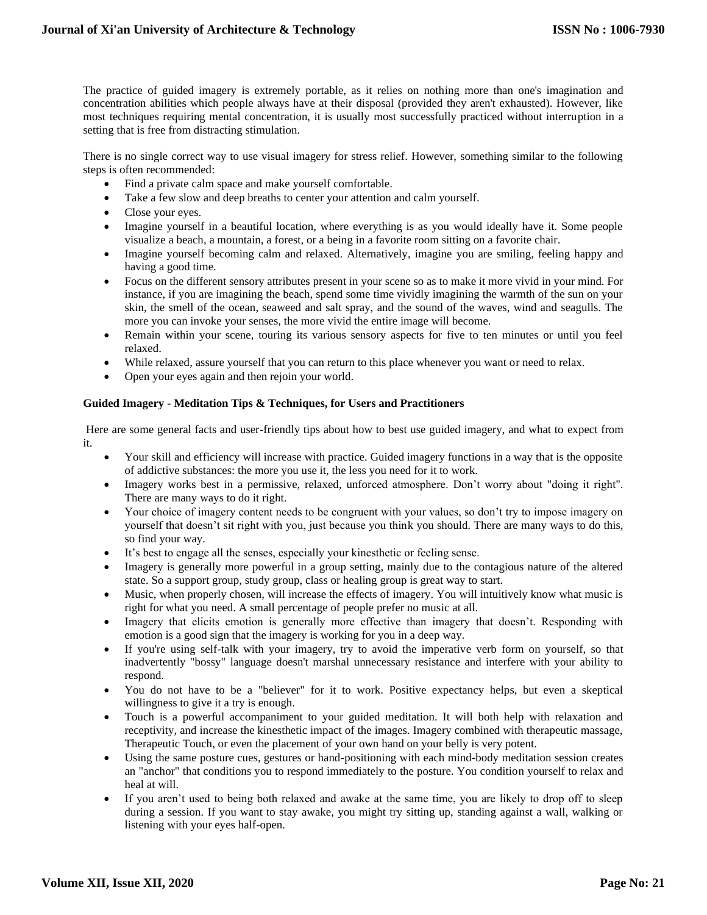The practice of guided imagery is extremely portable, as it relies on nothing more than one's imagination and concentration abilities which people always have at their disposal (provided they aren't exhausted). However, like most techniques requiring mental concentration, it is usually most successfully practiced without interruption in a setting that is free from distracting stimulation.

There is no single correct way to use visual imagery for stress relief. However, something similar to the following steps is often recommended:

- Find a private calm space and make yourself comfortable.
- Take a few slow and deep breaths to center your attention and calm yourself.
- Close your eyes.
- Imagine yourself in a beautiful location, where everything is as you would ideally have it. Some people visualize a beach, a mountain, a forest, or a being in a favorite room sitting on a favorite chair.
- Imagine yourself becoming calm and relaxed. Alternatively, imagine you are smiling, feeling happy and having a good time.
- Focus on the different sensory attributes present in your scene so as to make it more vivid in your mind. For instance, if you are imagining the beach, spend some time vividly imagining the warmth of the sun on your skin, the smell of the ocean, seaweed and salt spray, and the sound of the waves, wind and seagulls. The more you can invoke your senses, the more vivid the entire image will become.
- Remain within your scene, touring its various sensory aspects for five to ten minutes or until you feel relaxed.
- While relaxed, assure yourself that you can return to this place whenever you want or need to relax.
- Open your eyes again and then rejoin your world.

**Guided Imagery - Meditation Tips & Techniques, for Users and Practitioners**

Here are some general facts and user-friendly tips about how to best use guided imagery, and what to expect from it.

- Your skill and efficiency will increase with practice. Guided imagery functions in a way that is the opposite of addictive substances: the more you use it, the less you need for it to work.
- Imagery works best in a permissive, relaxed, unforced atmosphere. Don't worry about "doing it right". There are many ways to do it right.
- Your choice of imagery content needs to be congruent with your values, so don't try to impose imagery on yourself that doesn't sit right with you, just because you think you should. There are many ways to do this, so find your way.
- It's best to engage all the senses, especially your kinesthetic or feeling sense.
- Imagery is generally more powerful in a group setting, mainly due to the contagious nature of the altered state. So a support group, study group, class or healing group is great way to start.
- Music, when properly chosen, will increase the effects of imagery. You will intuitively know what music is right for what you need. A small percentage of people prefer no music at all.
- Imagery that elicits emotion is generally more effective than imagery that doesn't. Responding with emotion is a good sign that the imagery is working for you in a deep way.
- If you're using self-talk with your imagery, try to avoid the imperative verb form on yourself, so that inadvertently "bossy" language doesn't marshal unnecessary resistance and interfere with your ability to respond.
- You do not have to be a "believer" for it to work. Positive expectancy helps, but even a skeptical willingness to give it a try is enough.
- Touch is a powerful accompaniment to your guided meditation. It will both help with relaxation and receptivity, and increase the kinesthetic impact of the images. Imagery combined with therapeutic massage, Therapeutic Touch, or even the placement of your own hand on your belly is very potent.
- Using the same posture cues, gestures or hand-positioning with each mind-body meditation session creates an "anchor" that conditions you to respond immediately to the posture. You condition yourself to relax and heal at will.
- If you aren't used to being both relaxed and awake at the same time, you are likely to drop off to sleep during a session. If you want to stay awake, you might try sitting up, standing against a wall, walking or listening with your eyes half-open.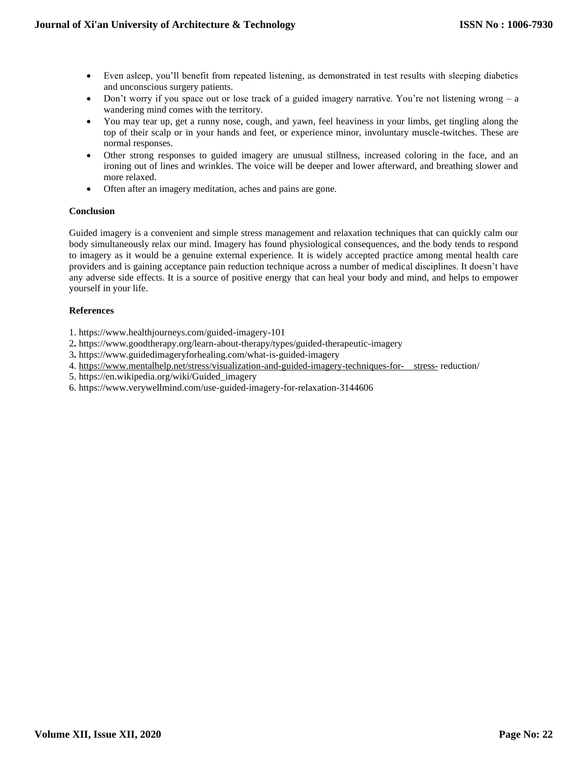- Even asleep, you'll benefit from repeated listening, as demonstrated in test results with sleeping diabetics and unconscious surgery patients.
- Don't worry if you space out or lose track of a guided imagery narrative. You're not listening wrong – a wandering mind comes with the territory.
- You may tear up, get a runny nose, cough, and yawn, feel heaviness in your limbs, get tingling along the top of their scalp or in your hands and feet, or experience minor, involuntary muscle-twitches. These are normal responses.
- Other strong responses to guided imagery are unusual stillness, increased coloring in the face, and an ironing out of lines and wrinkles. The voice will be deeper and lower afterward, and breathing slower and more relaxed.
- Often after an imagery meditation, aches and pains are gone.

**Conclusion**

Guided imagery is a convenient and simple stress management and relaxation techniques that can quickly calm our body simultaneously relax our mind. Imagery has found physiological consequences, and the body tends to respond to imagery as it would be a genuine external experience. It is widely accepted practice among mental health care providers and is gaining acceptance pain reduction technique across a number of medical disciplines. It doesn't have any adverse side effects. It is a source of positive energy that can heal your body and mind, and helps to empower yourself in your life.

**References**

1. https://www.healthjourneys.com/guided-imagery-101
2. https://www.goodtherapy.org/learn-about-therapy/types/guided-therapeutic-imagery
3. https://www.guidedimageryforhealing.com/what-is-guided-imagery
4. https://www.mentalhelp.net/stress/visualization-and-guided-imagery-techniques-for- stress- reduction/
5. https://en.wikipedia.org/wiki/Guided_imagery
6. https://www.verywellmind.com/use-guided-imagery-for-relaxation-3144606